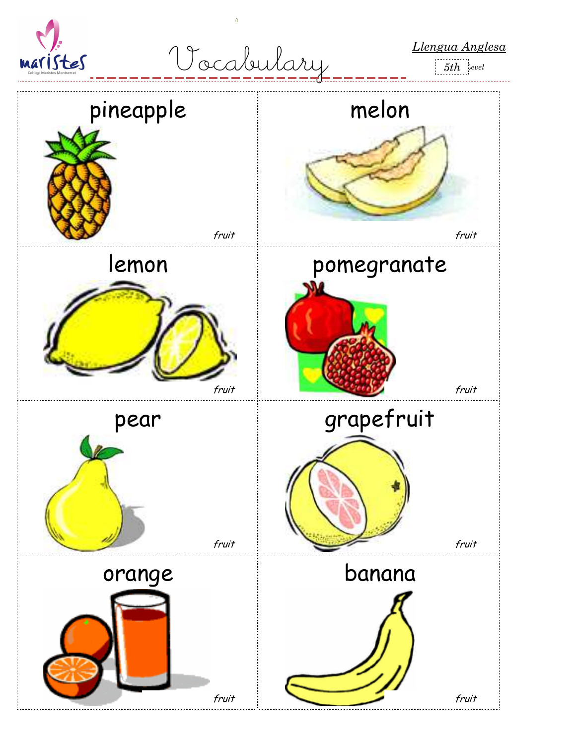# Vocabulary

*Llengua Anglesa*

5th Level

| | |
|---|---|
| pineapple<br>*fruit* | melon<br>*fruit* |
| lemon<br>*fruit* | pomegranate<br>*fruit* |
| pear<br>*fruit* | grapefruit<br>*fruit* |
| orange<br>*fruit* | banana<br>*fruit* |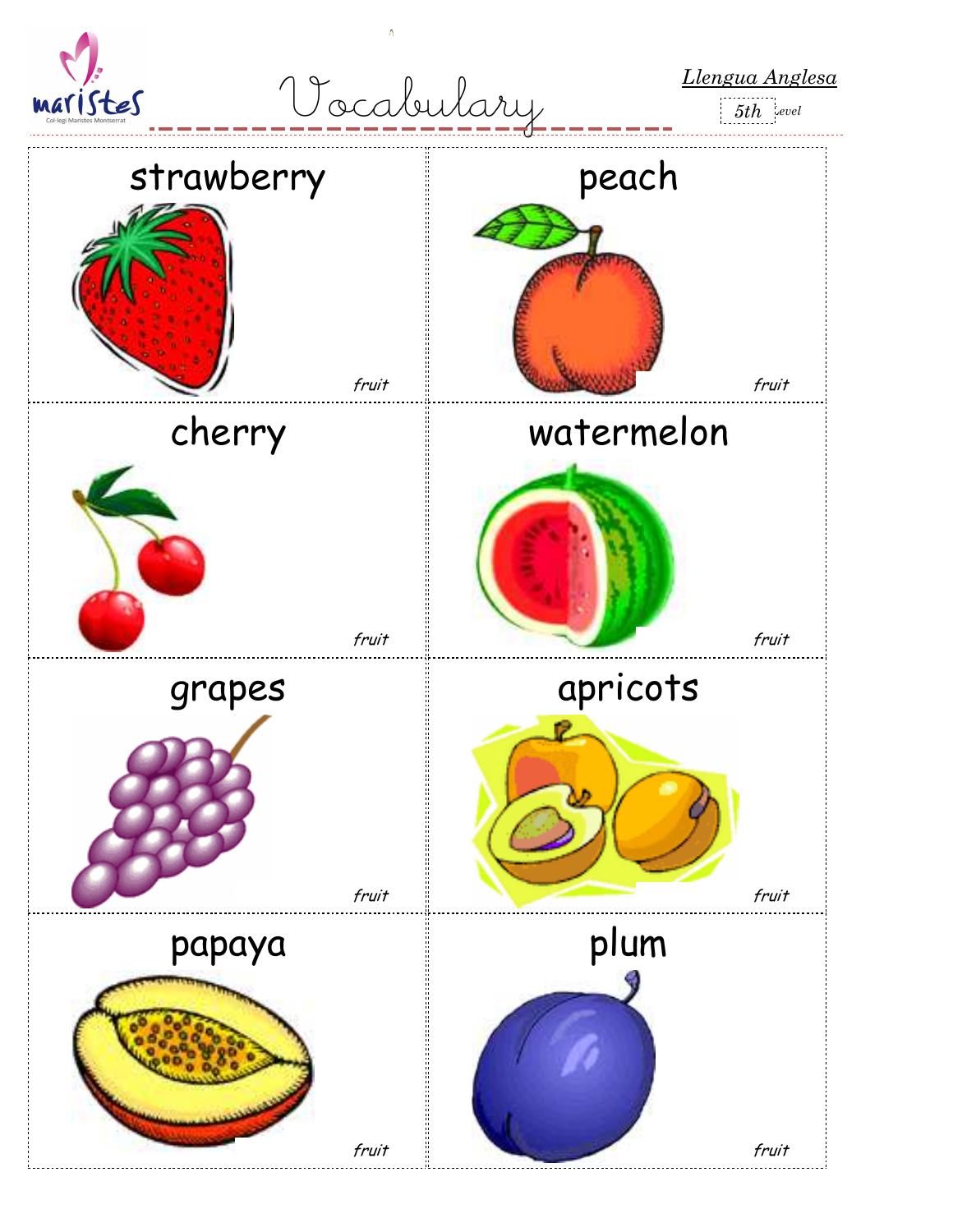# Vocabulary

*Llengua Anglesa*

5th Level

| strawberry | peach |
|---|---|
| *fruit* | *fruit* |
| **cherry** | **watermelon** |
| *fruit* | *fruit* |
| **grapes** | **apricots** |
| *fruit* | *fruit* |
| **papaya** | **plum** |
| *fruit* | *fruit* |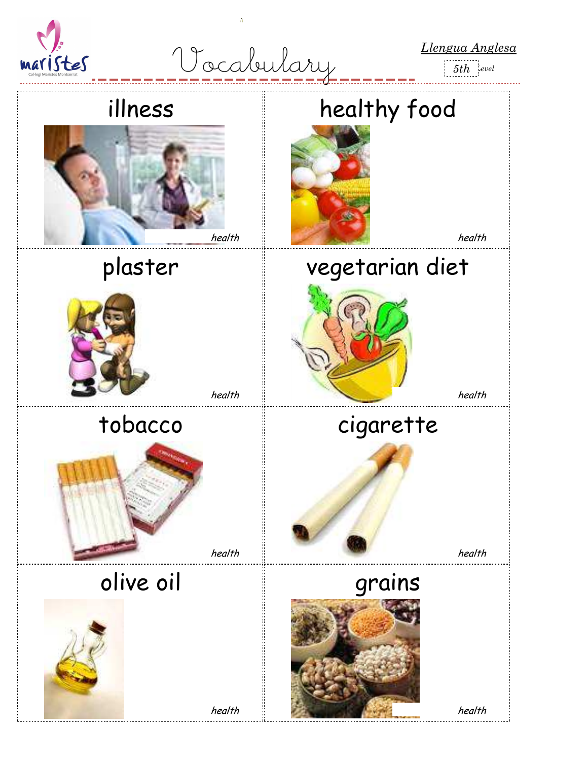maristes

Col·legi Maristes Montserrat

# Vocabulary

*Llengua Anglesa*

5th level

| | |
|---|---|
| illness<br>*health* | healthy food<br>*health* |
| plaster<br>*health* | vegetarian diet<br>*health* |
| tobacco<br>*health* | cigarette<br>*health* |
| olive oil<br>*health* | grains<br>*health* |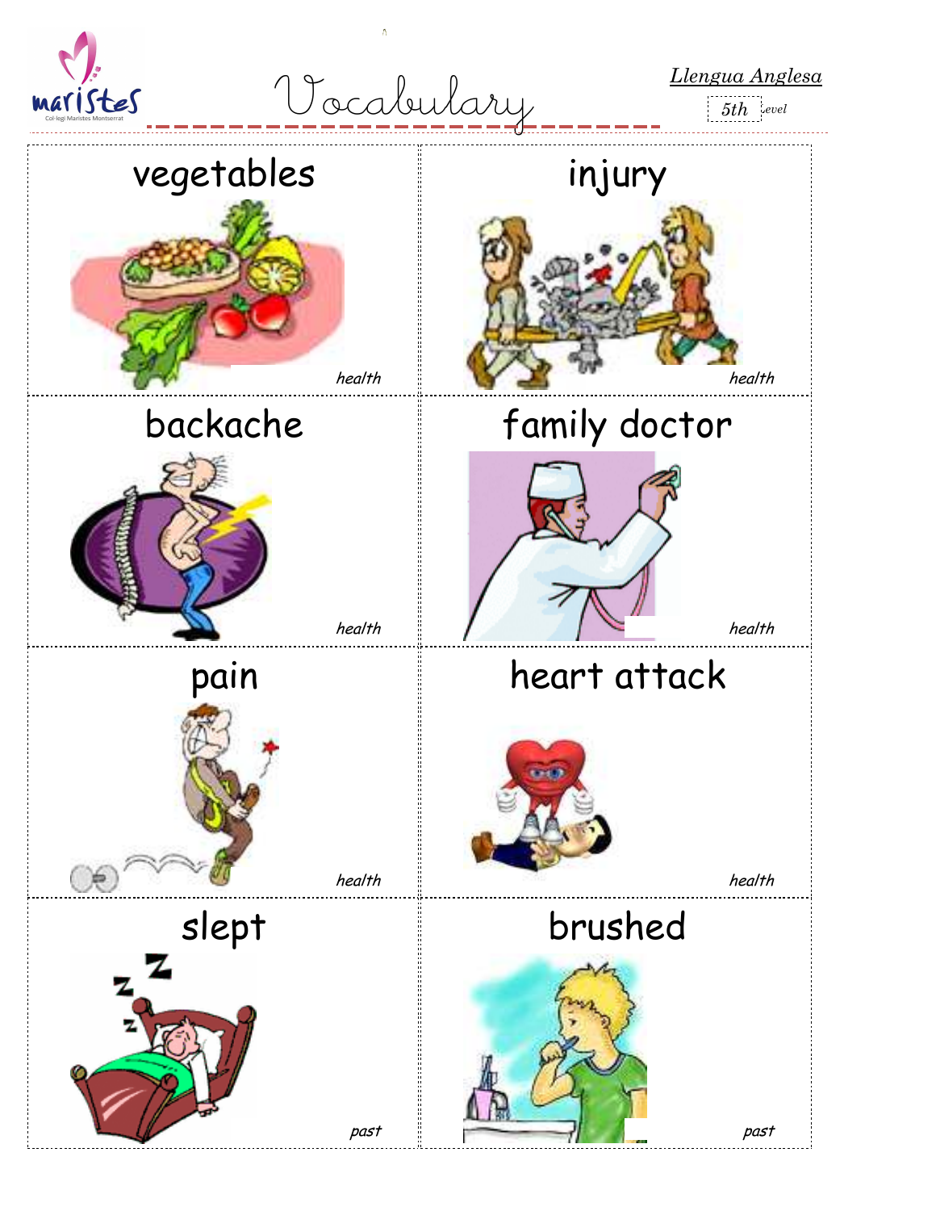# Vocabulary

*Llengua Anglesa*

5th Level

| | |
|---|---|
| **vegetables** *health* | **injury** *health* |
| **backache** *health* | **family doctor** *health* |
| **pain** *health* | **heart attack** *health* |
| **slept** *past* | **brushed** *past* |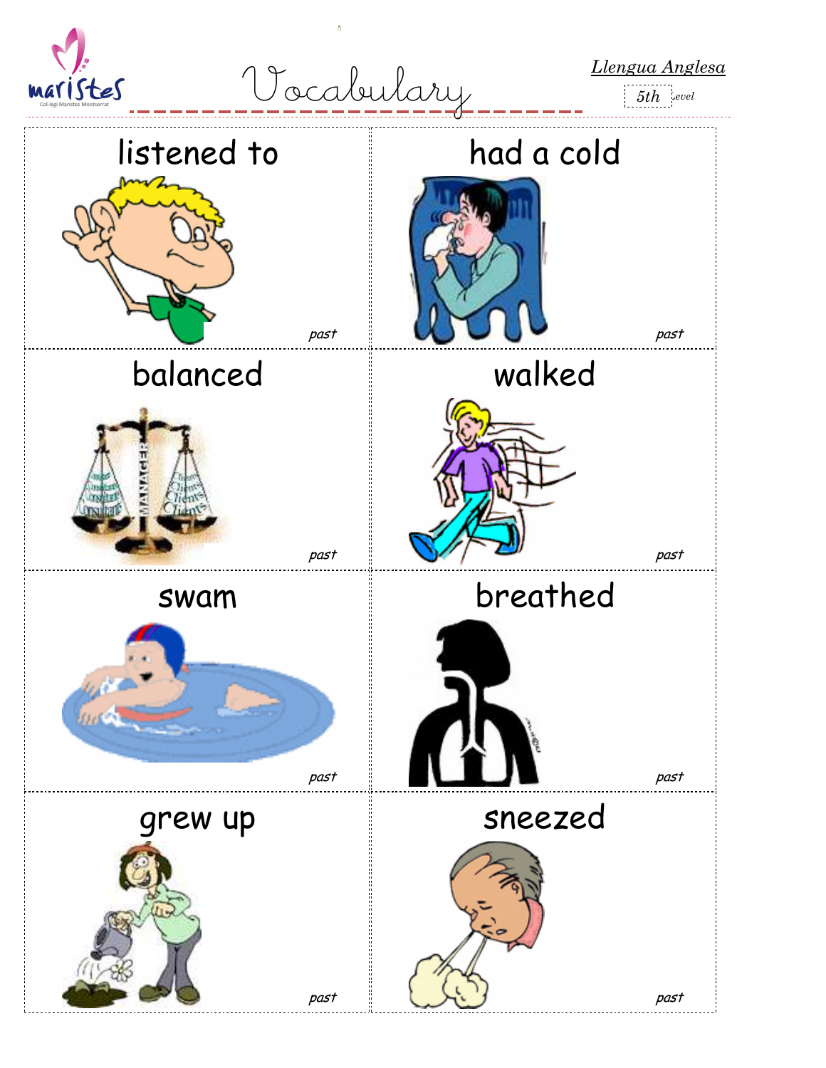# Vocabulary

*Llengua Anglesa*

5th level

| | |
|---|---|
| listened to<br>*past* | had a cold<br>*past* |
| balanced<br>*past* | walked<br>*past* |
| swam<br>*past* | breathed<br>*past* |
| grew up<br>*past* | sneezed<br>*past* |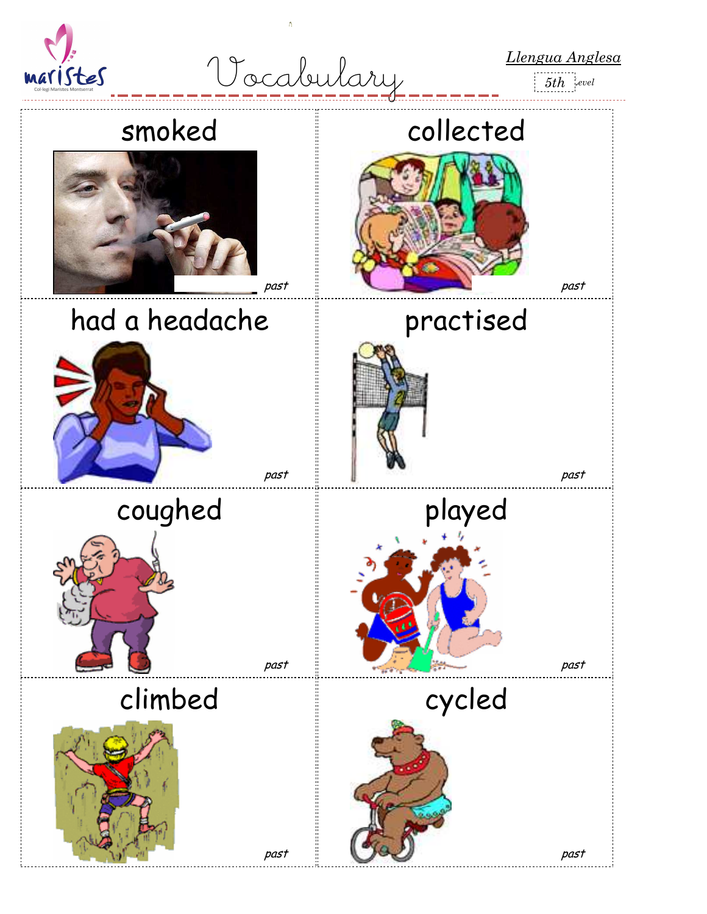# Vocabulary

*Llengua Anglesa*

5th Level

| | |
|---|---|
| smoked<br>*past* | collected<br>*past* |
| had a headache<br>*past* | practised<br>*past* |
| coughed<br>*past* | played<br>*past* |
| climbed<br>*past* | cycled<br>*past* |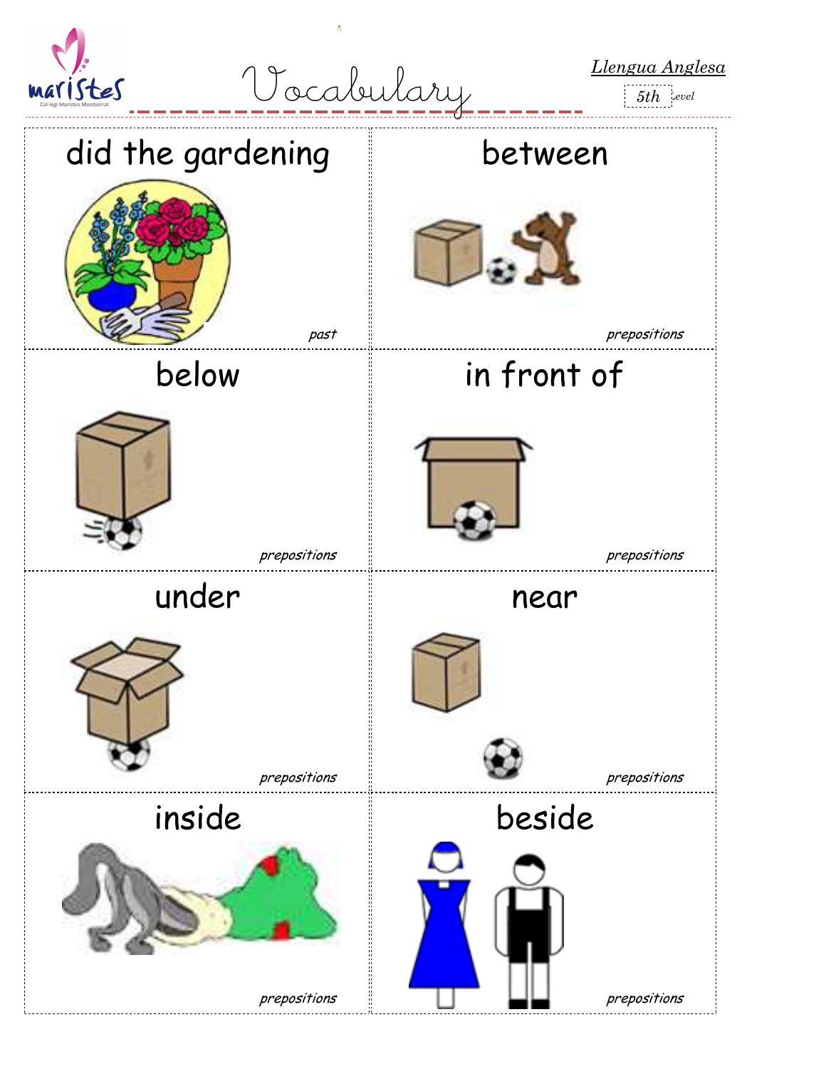# Vocabulary

*Llengua Anglesa*

5th level

| | |
|---|---|
| did the gardening<br>*past* | between<br>*prepositions* |
| below<br>*prepositions* | in front of<br>*prepositions* |
| under<br>*prepositions* | near<br>*prepositions* |
| inside<br>*prepositions* | beside<br>*prepositions* |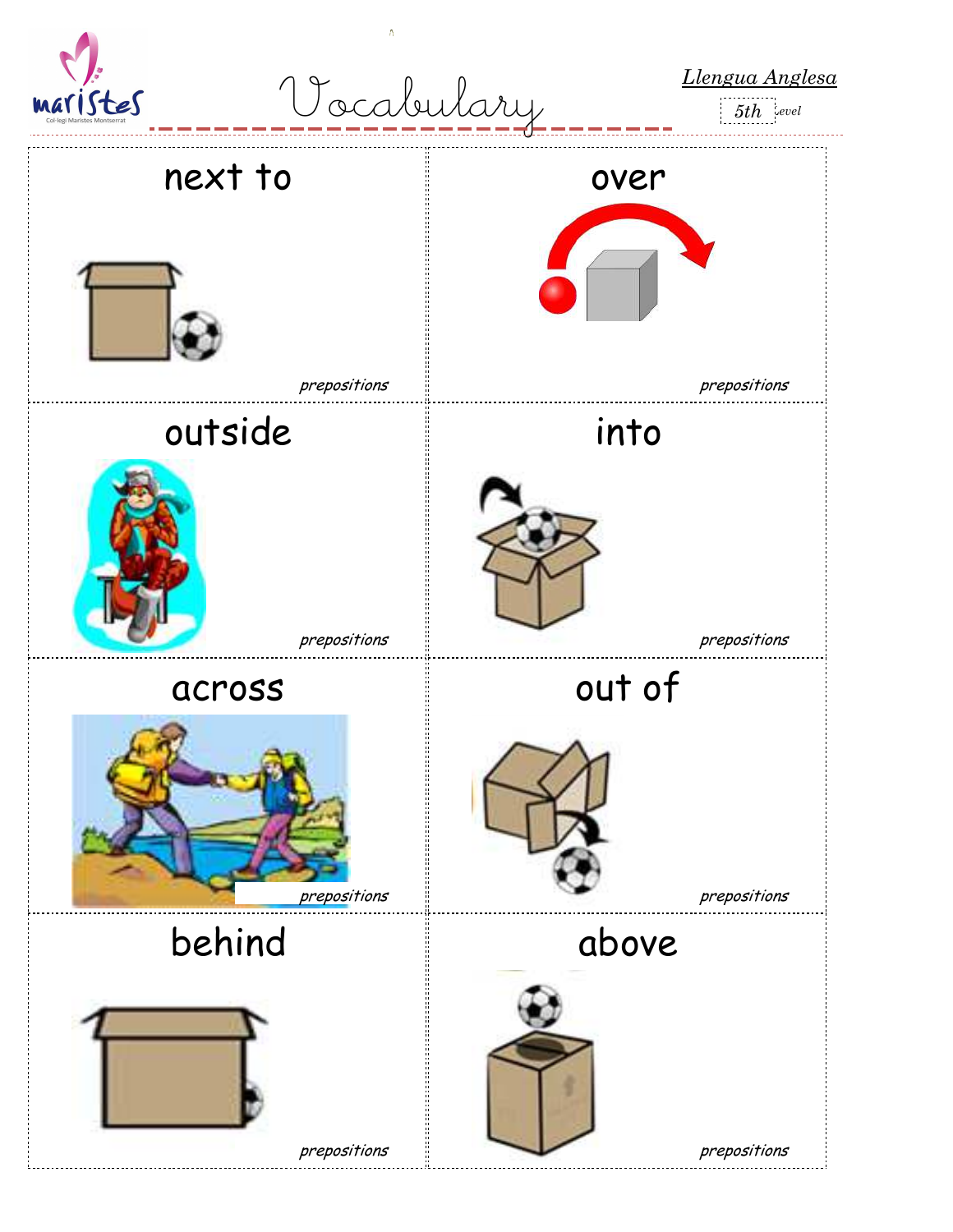# Vocabulary

*Llengua Anglesa*

5th level

| | |
|---|---|
| **next to**<br><br>*prepositions* | **over**<br><br>*prepositions* |
| **outside**<br><br>*prepositions* | **into**<br><br>*prepositions* |
| **across**<br><br>*prepositions* | **out of**<br><br>*prepositions* |
| **behind**<br><br>*prepositions* | **above**<br><br>*prepositions* |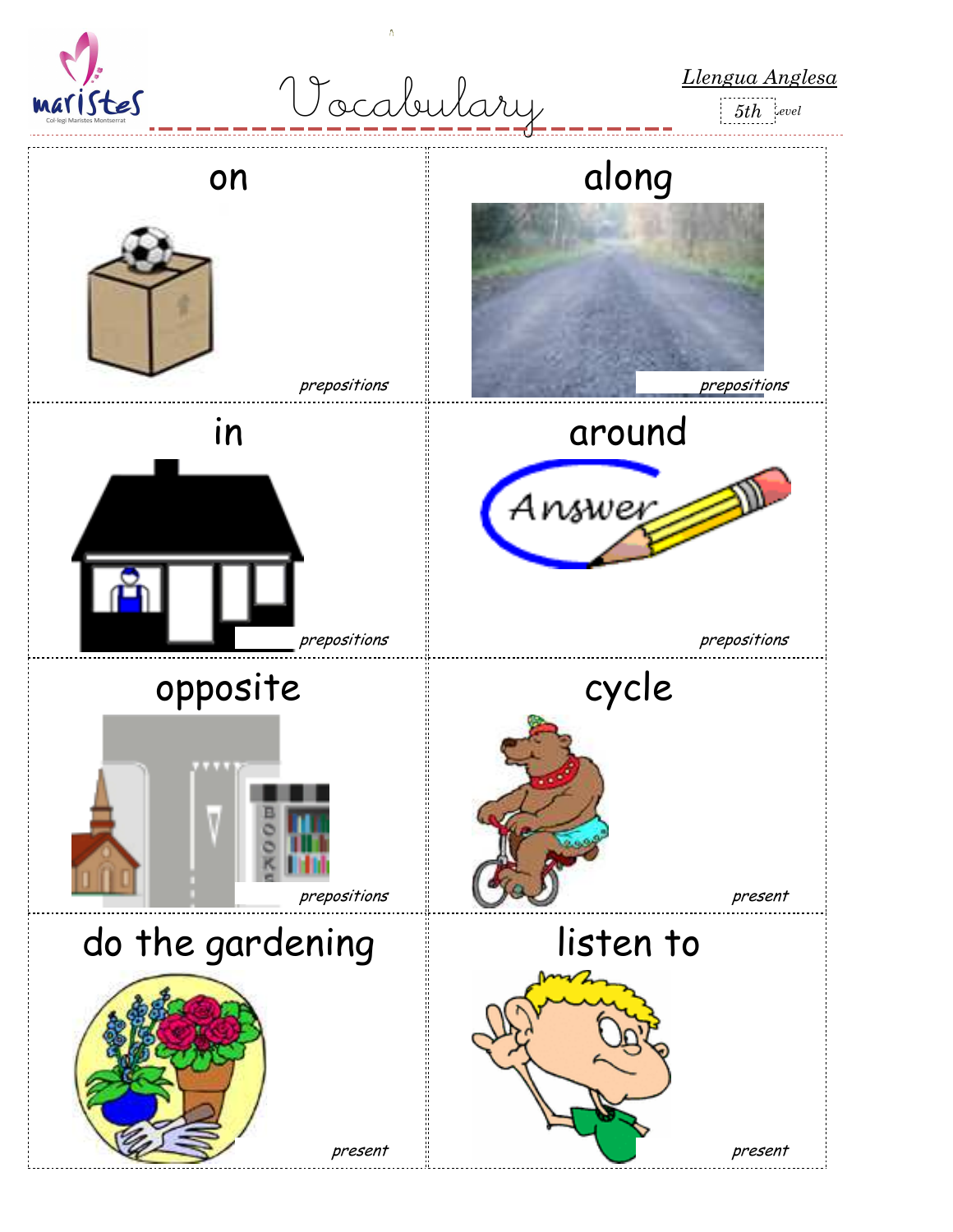# Vocabulary

*Llengua Anglesa*

*5th level*

| on | along |
| --- | --- |
| *prepositions* | *prepositions* |

| in | around |
| --- | --- |
| *prepositions* | *prepositions* |

| opposite | cycle |
| --- | --- |
| *prepositions* | *present* |

| do the gardening | listen to |
| --- | --- |
| *present* | *present* |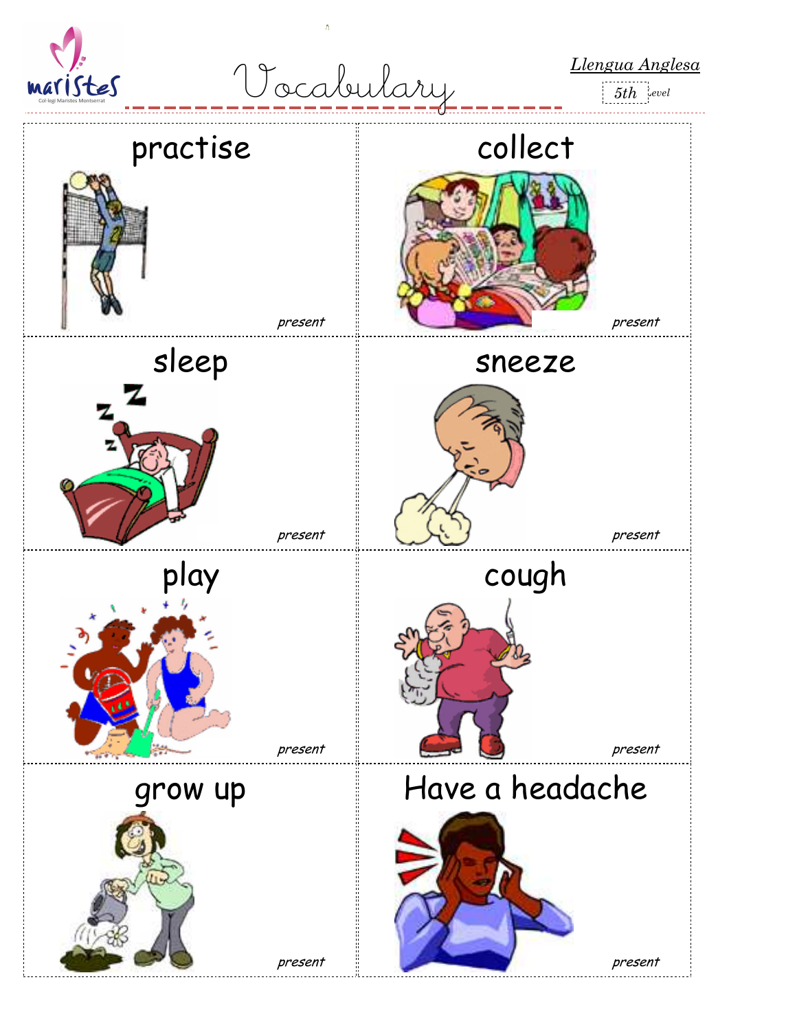# Vocabulary

*Llengua Anglesa*

*5th Level*

| | |
|---|---|
| practise<br>*present* | collect<br>*present* |
| sleep<br>*present* | sneeze<br>*present* |
| play<br>*present* | cough<br>*present* |
| grow up<br>*present* | Have a headache<br>*present* |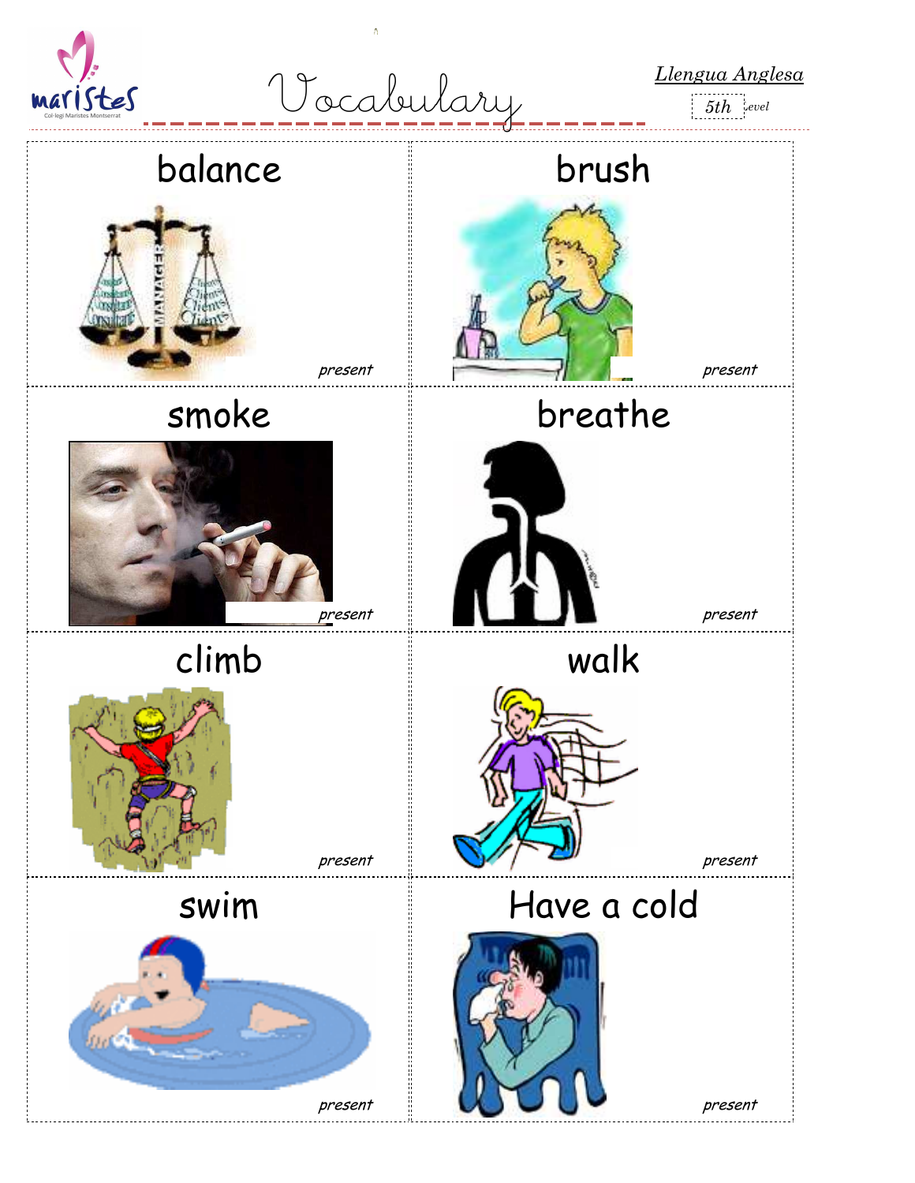# Vocabulary

*Llengua Anglesa*

5th level

| balance | brush |
| --- | --- |
| *present* | *present* |
| **smoke** | **breathe** |
| *present* | *present* |
| **climb** | **walk** |
| *present* | *present* |
| **swim** | **Have a cold** |
| *present* | *present* |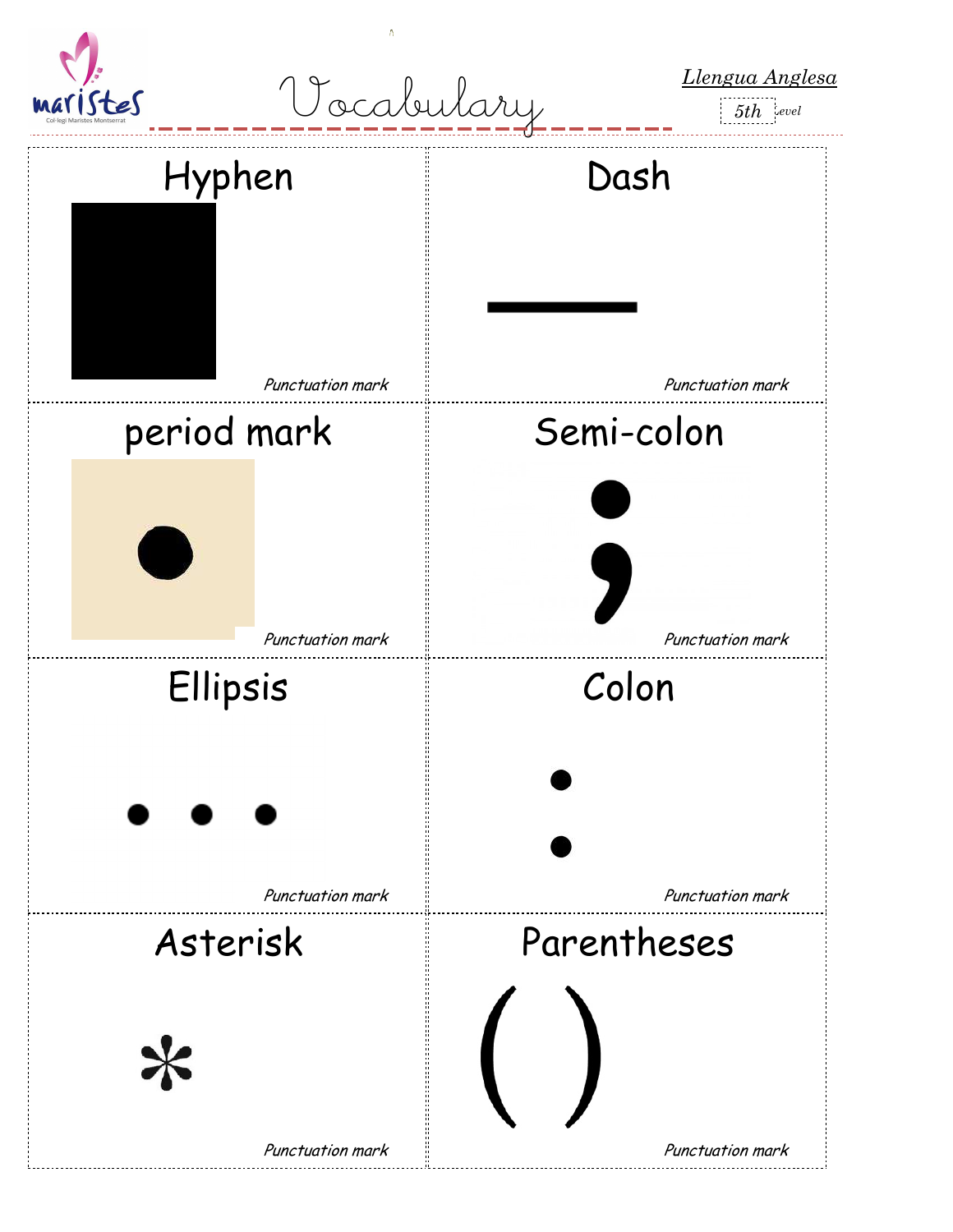# Vocabulary

*Llengua Anglesa*

5th Level

| Hyphen | Dash |
| --- | --- |
| *Punctuation mark* | — *Punctuation mark* |

| period mark | Semi-colon |
| --- | --- |
| • *Punctuation mark* | ; *Punctuation mark* |

| Ellipsis | Colon |
| --- | --- |
| • • • *Punctuation mark* | : *Punctuation mark* |

| Asterisk | Parentheses |
| --- | --- |
| * *Punctuation mark* | ( ) *Punctuation mark* |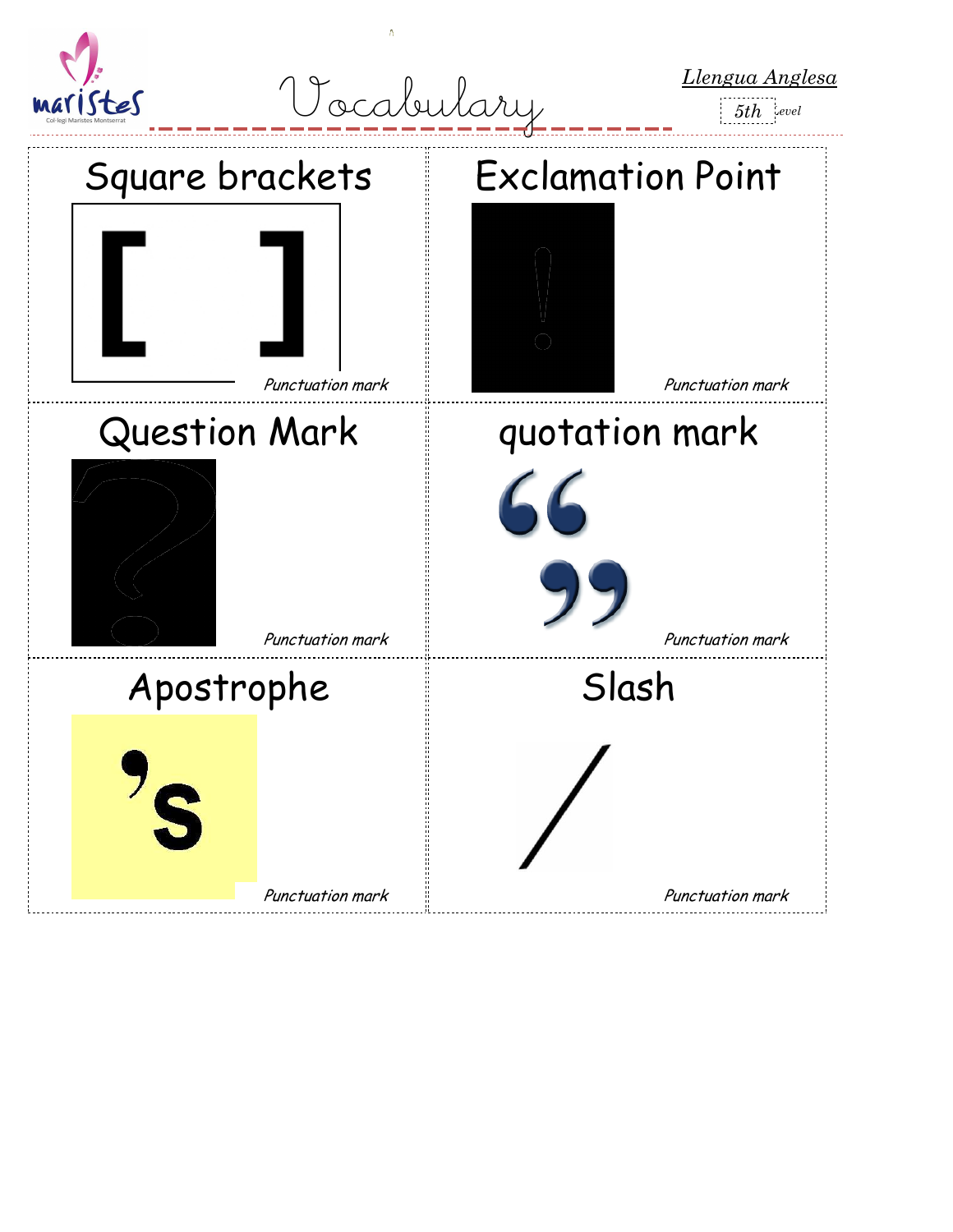# Vocabulary

*Llengua Anglesa*

5th Level

## Square brackets

[ ]

*Punctuation mark*

## Exclamation Point

!

*Punctuation mark*

## Question Mark

?

*Punctuation mark*

## quotation mark

“ ”

*Punctuation mark*

## Apostrophe

’s

*Punctuation mark*

## Slash

/

*Punctuation mark*